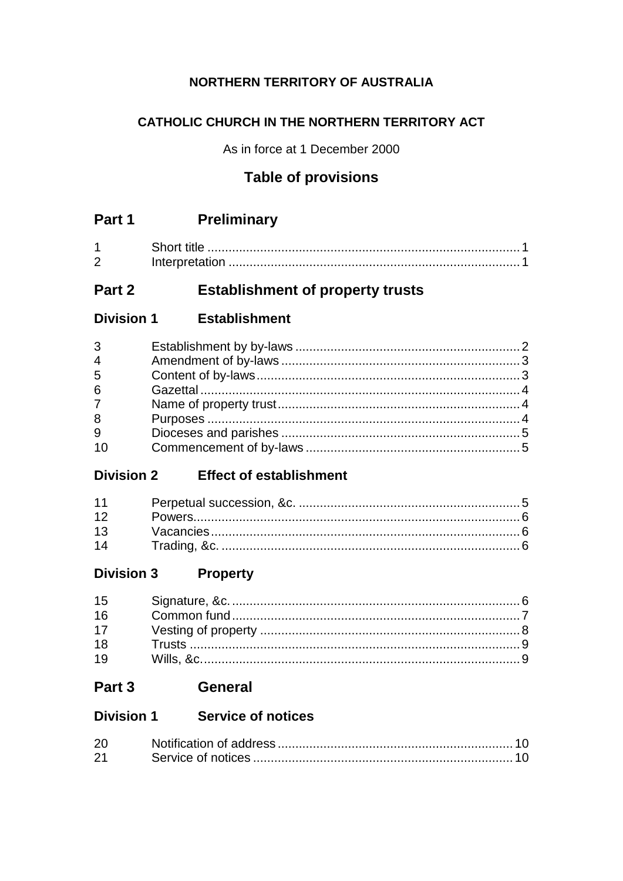**NORTHERN TERRITORY OF AUSTRALIA**

**CATHOLIC CHURCH IN THE NORTHERN TERRITORY ACT**

As in force at 1 December 2000

## Table of provisions

### Part 1 Preliminary

1 Short title ........ 1
2 Interpretation ........ 1

### Part 2 Establishment of property trusts

#### Division 1 Establishment

3 Establishment by by-laws ........ 2
4 Amendment of by-laws ........ 3
5 Content of by-laws ........ 3
6 Gazettal ........ 4
7 Name of property trust ........ 4
8 Purposes ........ 4
9 Dioceses and parishes ........ 5
10 Commencement of by-laws ........ 5

#### Division 2 Effect of establishment

11 Perpetual succession, &c. ........ 5
12 Powers ........ 6
13 Vacancies ........ 6
14 Trading, &c. ........ 6

#### Division 3 Property

15 Signature, &c. ........ 6
16 Common fund ........ 7
17 Vesting of property ........ 8
18 Trusts ........ 9
19 Wills, &c. ........ 9

### Part 3 General

#### Division 1 Service of notices

20 Notification of address ........ 10
21 Service of notices ........ 10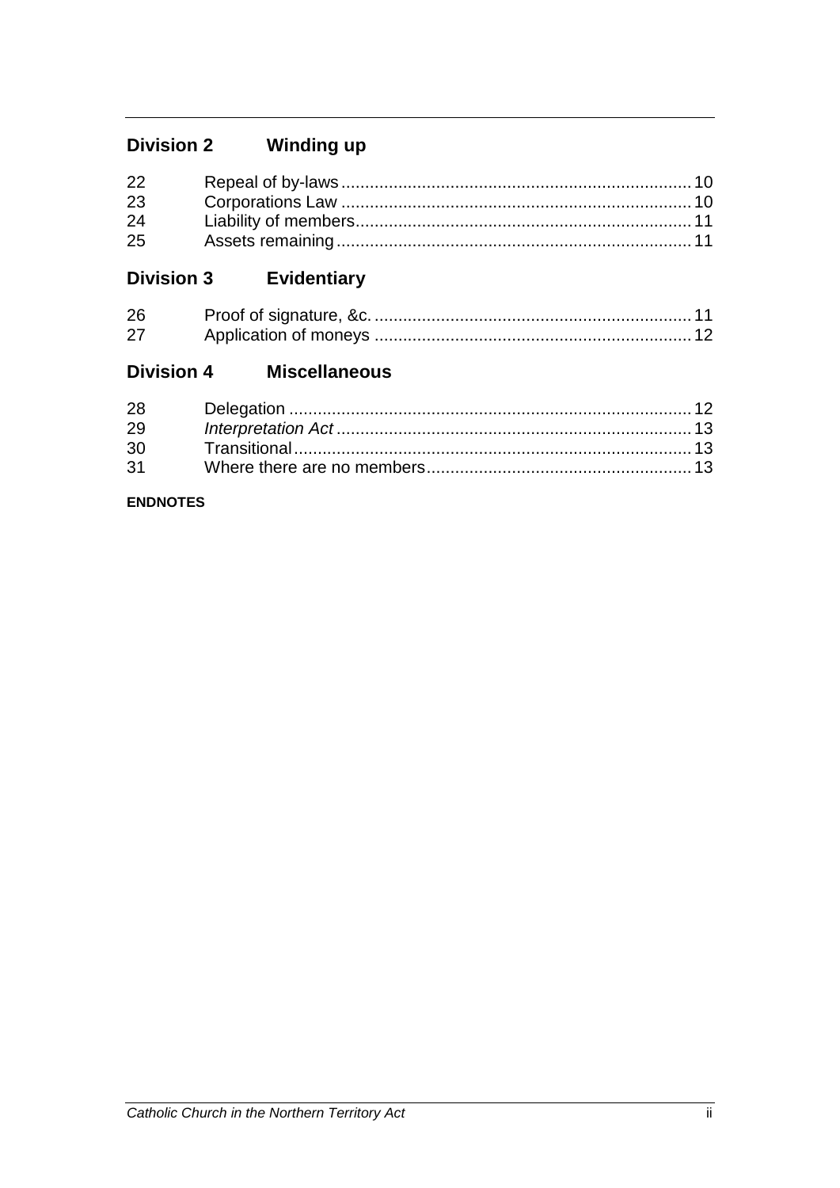### Division 2 Winding up

| | | |
|---|---|---|
| 22 | Repeal of by-laws | 10 |
| 23 | Corporations Law | 10 |
| 24 | Liability of members | 11 |
| 25 | Assets remaining | 11 |

### Division 3 Evidentiary

| | | |
|---|---|---|
| 26 | Proof of signature, &c. | 11 |
| 27 | Application of moneys | 12 |

### Division 4 Miscellaneous

| | | |
|---|---|---|
| 28 | Delegation | 12 |
| 29 | *Interpretation Act* | 13 |
| 30 | Transitional | 13 |
| 31 | Where there are no members | 13 |

**ENDNOTES**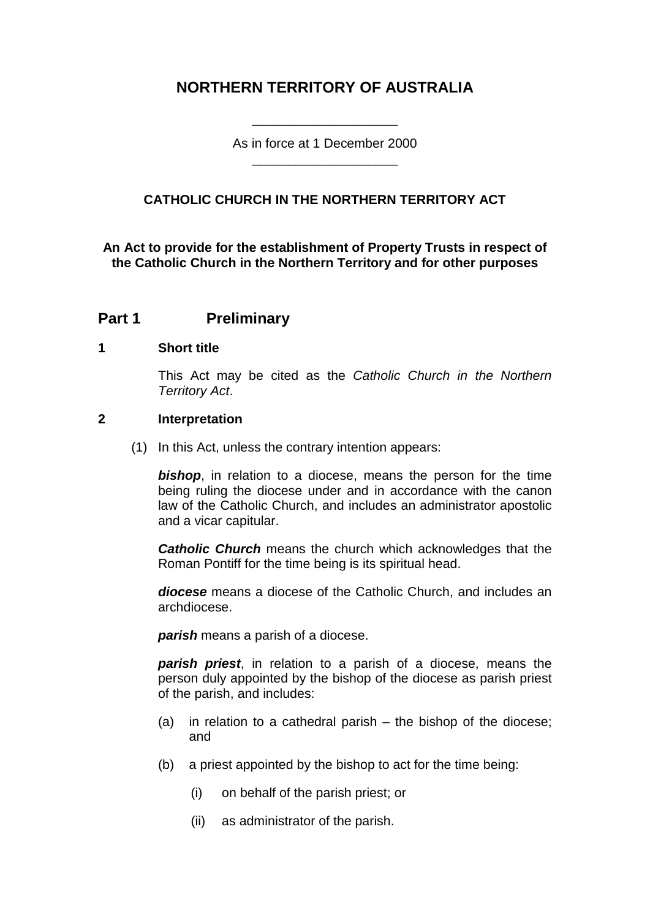# NORTHERN TERRITORY OF AUSTRALIA

As in force at 1 December 2000

### CATHOLIC CHURCH IN THE NORTHERN TERRITORY ACT

**An Act to provide for the establishment of Property Trusts in respect of the Catholic Church in the Northern Territory and for other purposes**

## Part 1 Preliminary

### 1 Short title

This Act may be cited as the *Catholic Church in the Northern Territory Act*.

### 2 Interpretation

(1) In this Act, unless the contrary intention appears:

***bishop***, in relation to a diocese, means the person for the time being ruling the diocese under and in accordance with the canon law of the Catholic Church, and includes an administrator apostolic and a vicar capitular.

***Catholic Church*** means the church which acknowledges that the Roman Pontiff for the time being is its spiritual head.

***diocese*** means a diocese of the Catholic Church, and includes an archdiocese.

***parish*** means a parish of a diocese.

***parish priest***, in relation to a parish of a diocese, means the person duly appointed by the bishop of the diocese as parish priest of the parish, and includes:

(a) in relation to a cathedral parish – the bishop of the diocese; and

(b) a priest appointed by the bishop to act for the time being:

(i) on behalf of the parish priest; or

(ii) as administrator of the parish.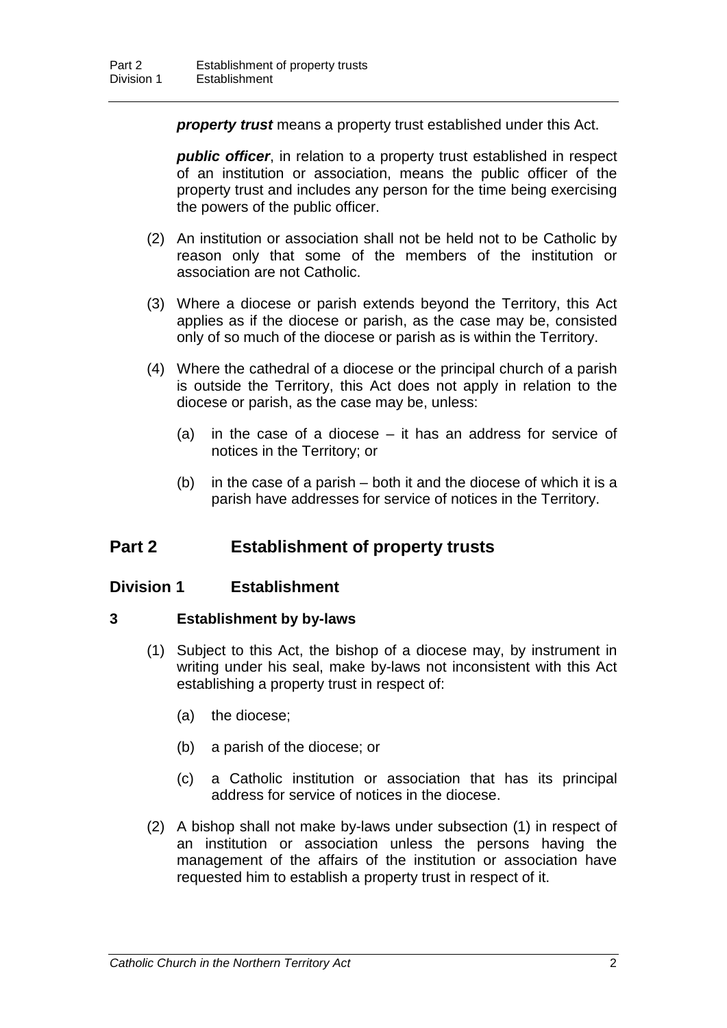***property trust*** means a property trust established under this Act.

***public officer***, in relation to a property trust established in respect of an institution or association, means the public officer of the property trust and includes any person for the time being exercising the powers of the public officer.

(2) An institution or association shall not be held not to be Catholic by reason only that some of the members of the institution or association are not Catholic.

(3) Where a diocese or parish extends beyond the Territory, this Act applies as if the diocese or parish, as the case may be, consisted only of so much of the diocese or parish as is within the Territory.

(4) Where the cathedral of a diocese or the principal church of a parish is outside the Territory, this Act does not apply in relation to the diocese or parish, as the case may be, unless:

(a) in the case of a diocese – it has an address for service of notices in the Territory; or

(b) in the case of a parish – both it and the diocese of which it is a parish have addresses for service of notices in the Territory.

# Part 2 Establishment of property trusts

## Division 1 Establishment

### 3 Establishment by by-laws

(1) Subject to this Act, the bishop of a diocese may, by instrument in writing under his seal, make by-laws not inconsistent with this Act establishing a property trust in respect of:

(a) the diocese;

(b) a parish of the diocese; or

(c) a Catholic institution or association that has its principal address for service of notices in the diocese.

(2) A bishop shall not make by-laws under subsection (1) in respect of an institution or association unless the persons having the management of the affairs of the institution or association have requested him to establish a property trust in respect of it.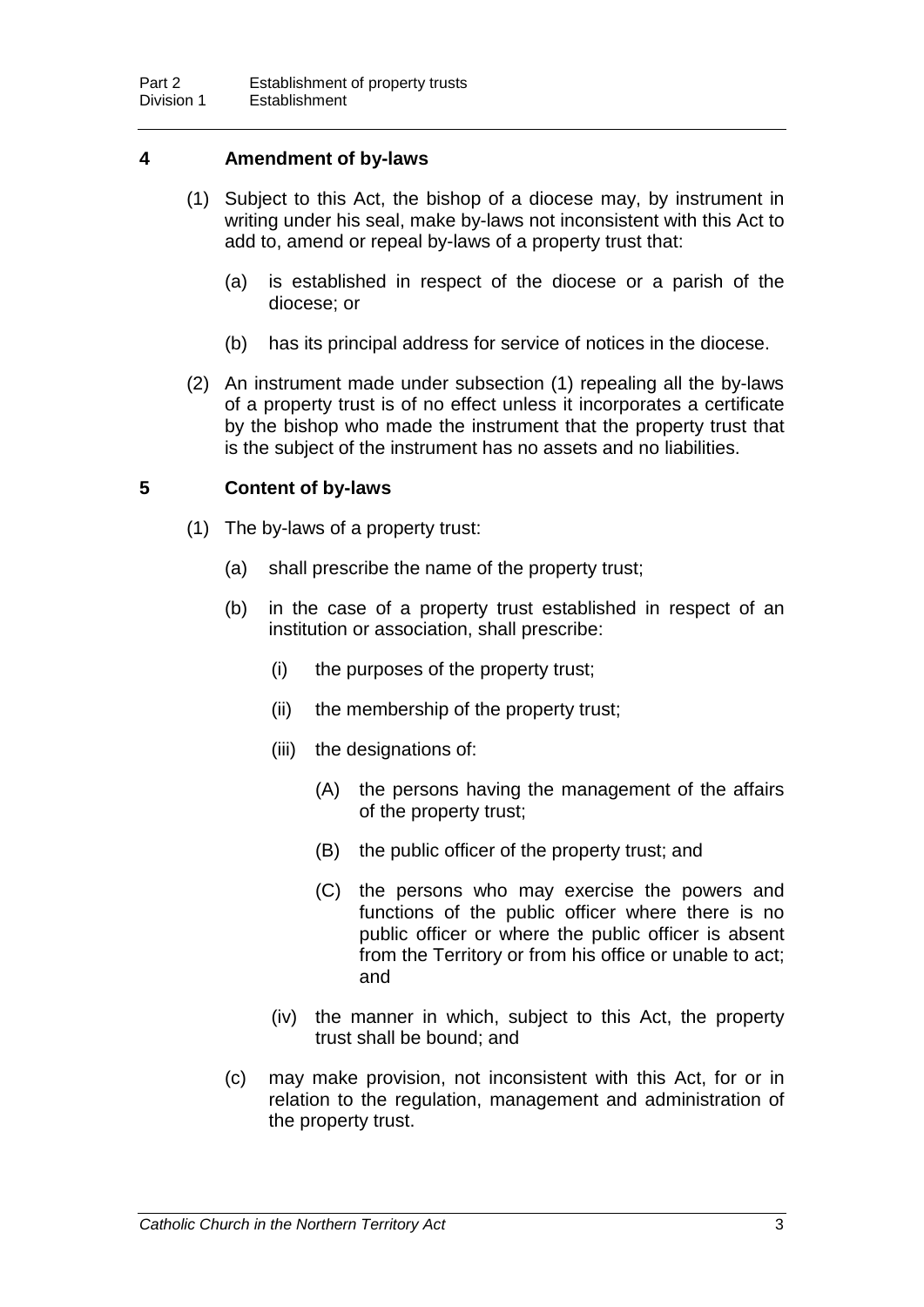## 4 Amendment of by-laws

(1) Subject to this Act, the bishop of a diocese may, by instrument in writing under his seal, make by-laws not inconsistent with this Act to add to, amend or repeal by-laws of a property trust that:

- (a) is established in respect of the diocese or a parish of the diocese; or
- (b) has its principal address for service of notices in the diocese.

(2) An instrument made under subsection (1) repealing all the by-laws of a property trust is of no effect unless it incorporates a certificate by the bishop who made the instrument that the property trust that is the subject of the instrument has no assets and no liabilities.

## 5 Content of by-laws

(1) The by-laws of a property trust:

- (a) shall prescribe the name of the property trust;
- (b) in the case of a property trust established in respect of an institution or association, shall prescribe:
  - (i) the purposes of the property trust;
  - (ii) the membership of the property trust;
  - (iii) the designations of:
    - (A) the persons having the management of the affairs of the property trust;
    - (B) the public officer of the property trust; and
    - (C) the persons who may exercise the powers and functions of the public officer where there is no public officer or where the public officer is absent from the Territory or from his office or unable to act; and
  - (iv) the manner in which, subject to this Act, the property trust shall be bound; and
- (c) may make provision, not inconsistent with this Act, for or in relation to the regulation, management and administration of the property trust.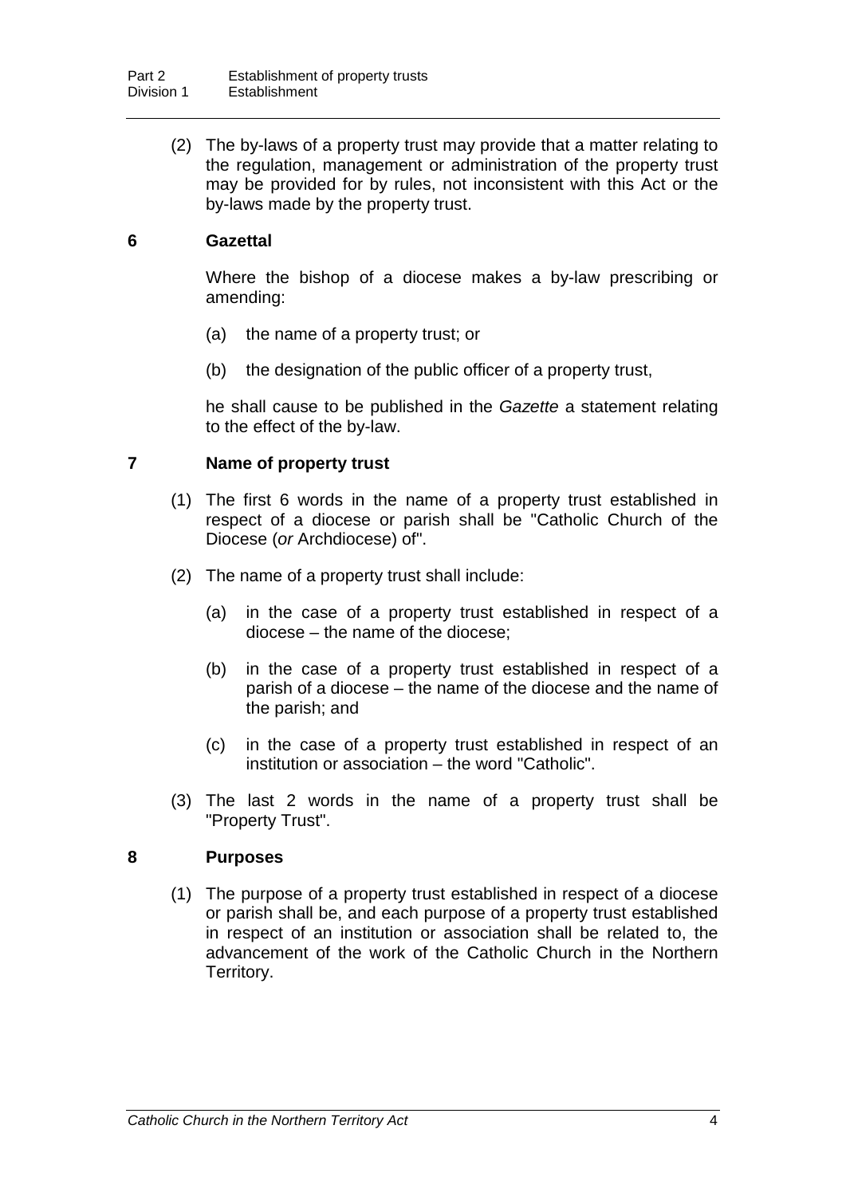(2) The by-laws of a property trust may provide that a matter relating to the regulation, management or administration of the property trust may be provided for by rules, not inconsistent with this Act or the by-laws made by the property trust.

### 6 Gazettal

Where the bishop of a diocese makes a by-law prescribing or amending:

(a) the name of a property trust; or

(b) the designation of the public officer of a property trust,

he shall cause to be published in the *Gazette* a statement relating to the effect of the by-law.

### 7 Name of property trust

(1) The first 6 words in the name of a property trust established in respect of a diocese or parish shall be "Catholic Church of the Diocese (*or* Archdiocese) of".

(2) The name of a property trust shall include:

(a) in the case of a property trust established in respect of a diocese – the name of the diocese;

(b) in the case of a property trust established in respect of a parish of a diocese – the name of the diocese and the name of the parish; and

(c) in the case of a property trust established in respect of an institution or association – the word "Catholic".

(3) The last 2 words in the name of a property trust shall be "Property Trust".

### 8 Purposes

(1) The purpose of a property trust established in respect of a diocese or parish shall be, and each purpose of a property trust established in respect of an institution or association shall be related to, the advancement of the work of the Catholic Church in the Northern Territory.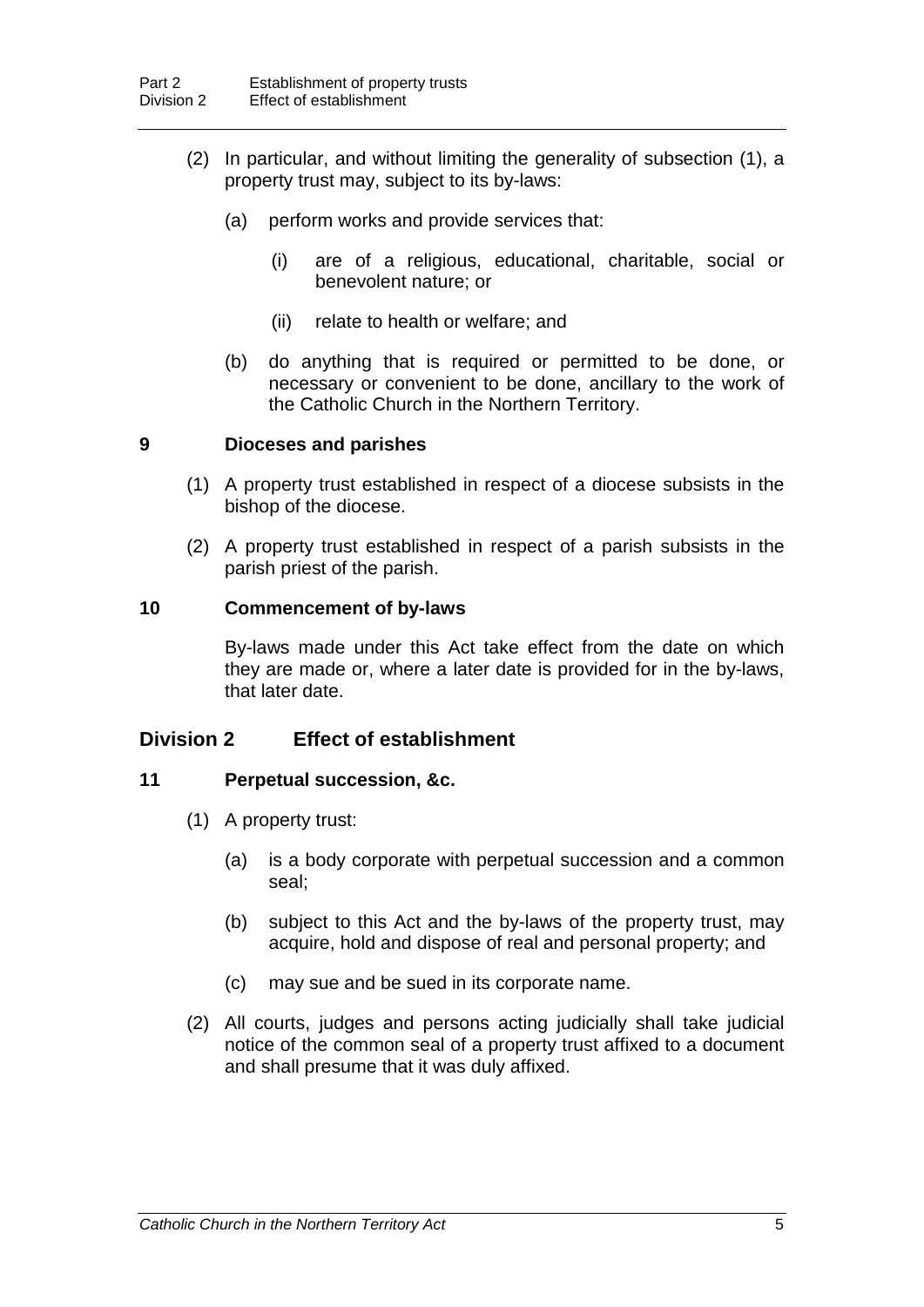(2) In particular, and without limiting the generality of subsection (1), a property trust may, subject to its by-laws:

(a) perform works and provide services that:

(i) are of a religious, educational, charitable, social or benevolent nature; or

(ii) relate to health or welfare; and

(b) do anything that is required or permitted to be done, or necessary or convenient to be done, ancillary to the work of the Catholic Church in the Northern Territory.

### 9 Dioceses and parishes

(1) A property trust established in respect of a diocese subsists in the bishop of the diocese.

(2) A property trust established in respect of a parish subsists in the parish priest of the parish.

### 10 Commencement of by-laws

By-laws made under this Act take effect from the date on which they are made or, where a later date is provided for in the by-laws, that later date.

## Division 2 Effect of establishment

### 11 Perpetual succession, &c.

(1) A property trust:

(a) is a body corporate with perpetual succession and a common seal;

(b) subject to this Act and the by-laws of the property trust, may acquire, hold and dispose of real and personal property; and

(c) may sue and be sued in its corporate name.

(2) All courts, judges and persons acting judicially shall take judicial notice of the common seal of a property trust affixed to a document and shall presume that it was duly affixed.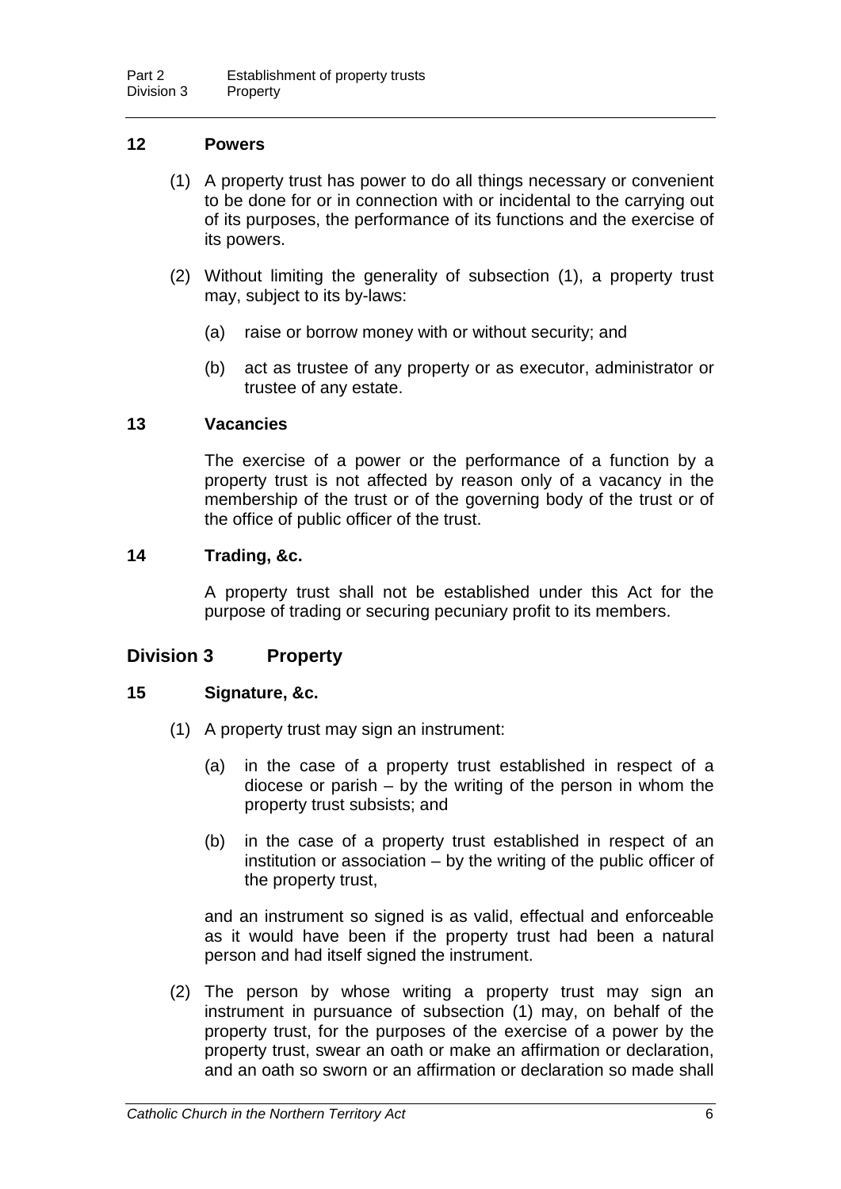## 12 Powers

(1) A property trust has power to do all things necessary or convenient to be done for or in connection with or incidental to the carrying out of its purposes, the performance of its functions and the exercise of its powers.

(2) Without limiting the generality of subsection (1), a property trust may, subject to its by-laws:

(a) raise or borrow money with or without security; and

(b) act as trustee of any property or as executor, administrator or trustee of any estate.

## 13 Vacancies

The exercise of a power or the performance of a function by a property trust is not affected by reason only of a vacancy in the membership of the trust or of the governing body of the trust or of the office of public officer of the trust.

## 14 Trading, &c.

A property trust shall not be established under this Act for the purpose of trading or securing pecuniary profit to its members.

# Division 3 Property

## 15 Signature, &c.

(1) A property trust may sign an instrument:

(a) in the case of a property trust established in respect of a diocese or parish – by the writing of the person in whom the property trust subsists; and

(b) in the case of a property trust established in respect of an institution or association – by the writing of the public officer of the property trust,

and an instrument so signed is as valid, effectual and enforceable as it would have been if the property trust had been a natural person and had itself signed the instrument.

(2) The person by whose writing a property trust may sign an instrument in pursuance of subsection (1) may, on behalf of the property trust, for the purposes of the exercise of a power by the property trust, swear an oath or make an affirmation or declaration, and an oath so sworn or an affirmation or declaration so made shall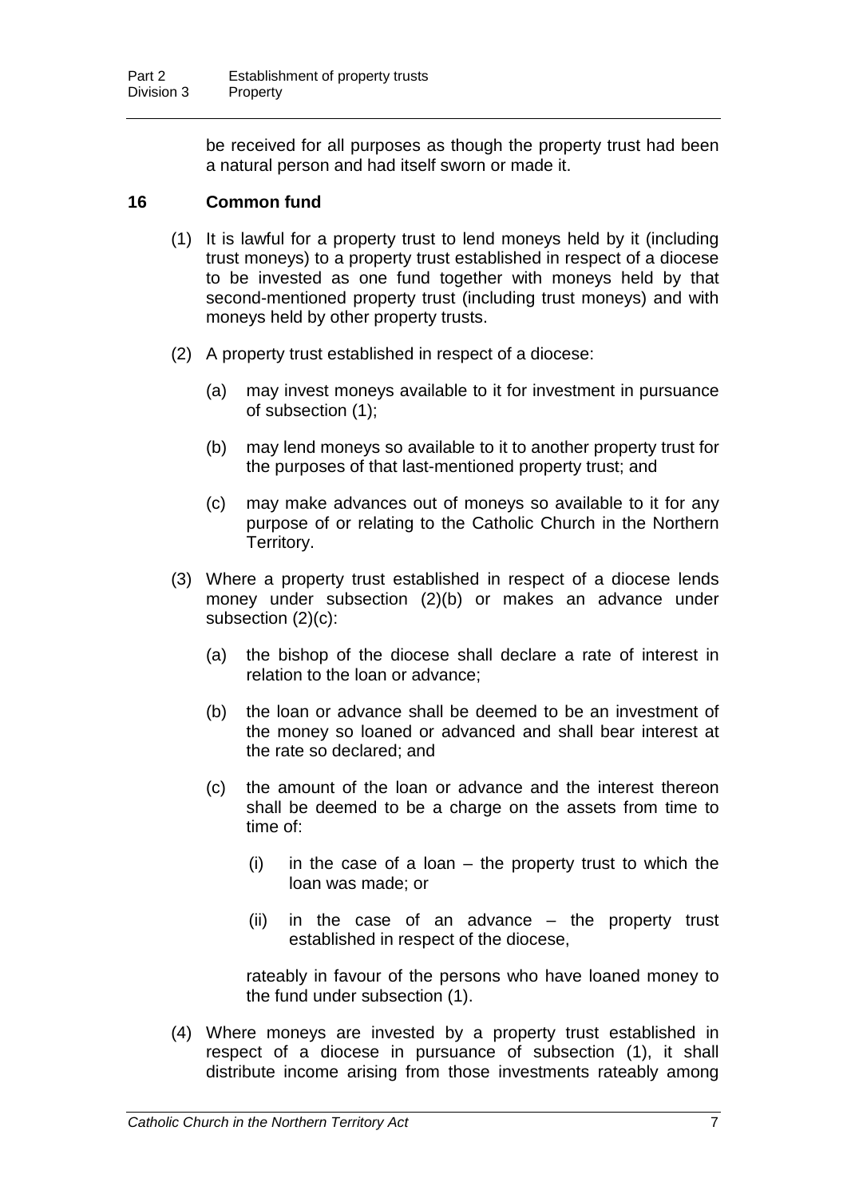be received for all purposes as though the property trust had been a natural person and had itself sworn or made it.

### 16 Common fund

(1) It is lawful for a property trust to lend moneys held by it (including trust moneys) to a property trust established in respect of a diocese to be invested as one fund together with moneys held by that second-mentioned property trust (including trust moneys) and with moneys held by other property trusts.

(2) A property trust established in respect of a diocese:

- (a) may invest moneys available to it for investment in pursuance of subsection (1);
- (b) may lend moneys so available to it to another property trust for the purposes of that last-mentioned property trust; and
- (c) may make advances out of moneys so available to it for any purpose of or relating to the Catholic Church in the Northern Territory.

(3) Where a property trust established in respect of a diocese lends money under subsection (2)(b) or makes an advance under subsection (2)(c):

- (a) the bishop of the diocese shall declare a rate of interest in relation to the loan or advance;
- (b) the loan or advance shall be deemed to be an investment of the money so loaned or advanced and shall bear interest at the rate so declared; and
- (c) the amount of the loan or advance and the interest thereon shall be deemed to be a charge on the assets from time to time of:
  - (i) in the case of a loan – the property trust to which the loan was made; or
  - (ii) in the case of an advance – the property trust established in respect of the diocese,

  rateably in favour of the persons who have loaned money to the fund under subsection (1).

(4) Where moneys are invested by a property trust established in respect of a diocese in pursuance of subsection (1), it shall distribute income arising from those investments rateably among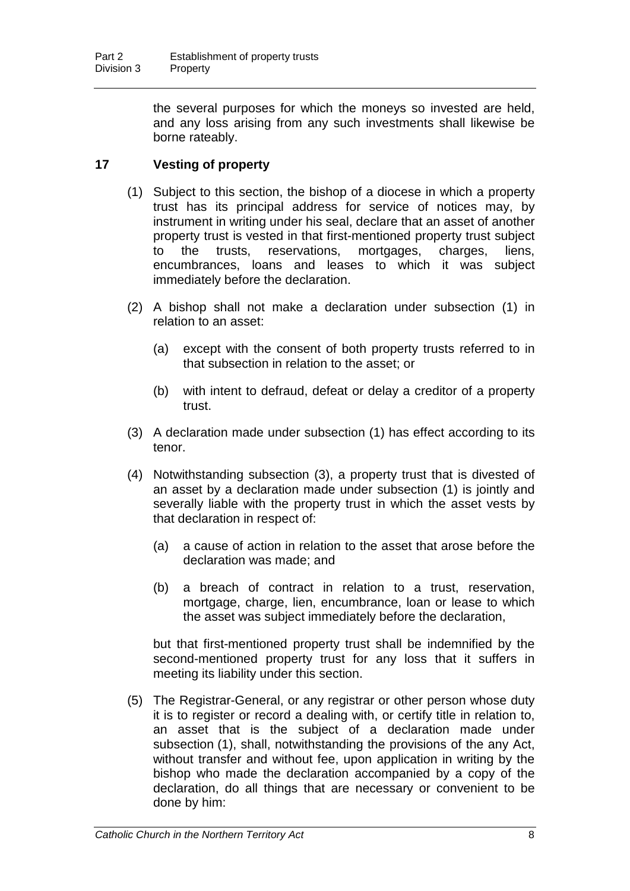the several purposes for which the moneys so invested are held, and any loss arising from any such investments shall likewise be borne rateably.

### 17 Vesting of property

(1) Subject to this section, the bishop of a diocese in which a property trust has its principal address for service of notices may, by instrument in writing under his seal, declare that an asset of another property trust is vested in that first-mentioned property trust subject to the trusts, reservations, mortgages, charges, liens, encumbrances, loans and leases to which it was subject immediately before the declaration.

(2) A bishop shall not make a declaration under subsection (1) in relation to an asset:

(a) except with the consent of both property trusts referred to in that subsection in relation to the asset; or

(b) with intent to defraud, defeat or delay a creditor of a property trust.

(3) A declaration made under subsection (1) has effect according to its tenor.

(4) Notwithstanding subsection (3), a property trust that is divested of an asset by a declaration made under subsection (1) is jointly and severally liable with the property trust in which the asset vests by that declaration in respect of:

(a) a cause of action in relation to the asset that arose before the declaration was made; and

(b) a breach of contract in relation to a trust, reservation, mortgage, charge, lien, encumbrance, loan or lease to which the asset was subject immediately before the declaration,

but that first-mentioned property trust shall be indemnified by the second-mentioned property trust for any loss that it suffers in meeting its liability under this section.

(5) The Registrar-General, or any registrar or other person whose duty it is to register or record a dealing with, or certify title in relation to, an asset that is the subject of a declaration made under subsection (1), shall, notwithstanding the provisions of the any Act, without transfer and without fee, upon application in writing by the bishop who made the declaration accompanied by a copy of the declaration, do all things that are necessary or convenient to be done by him: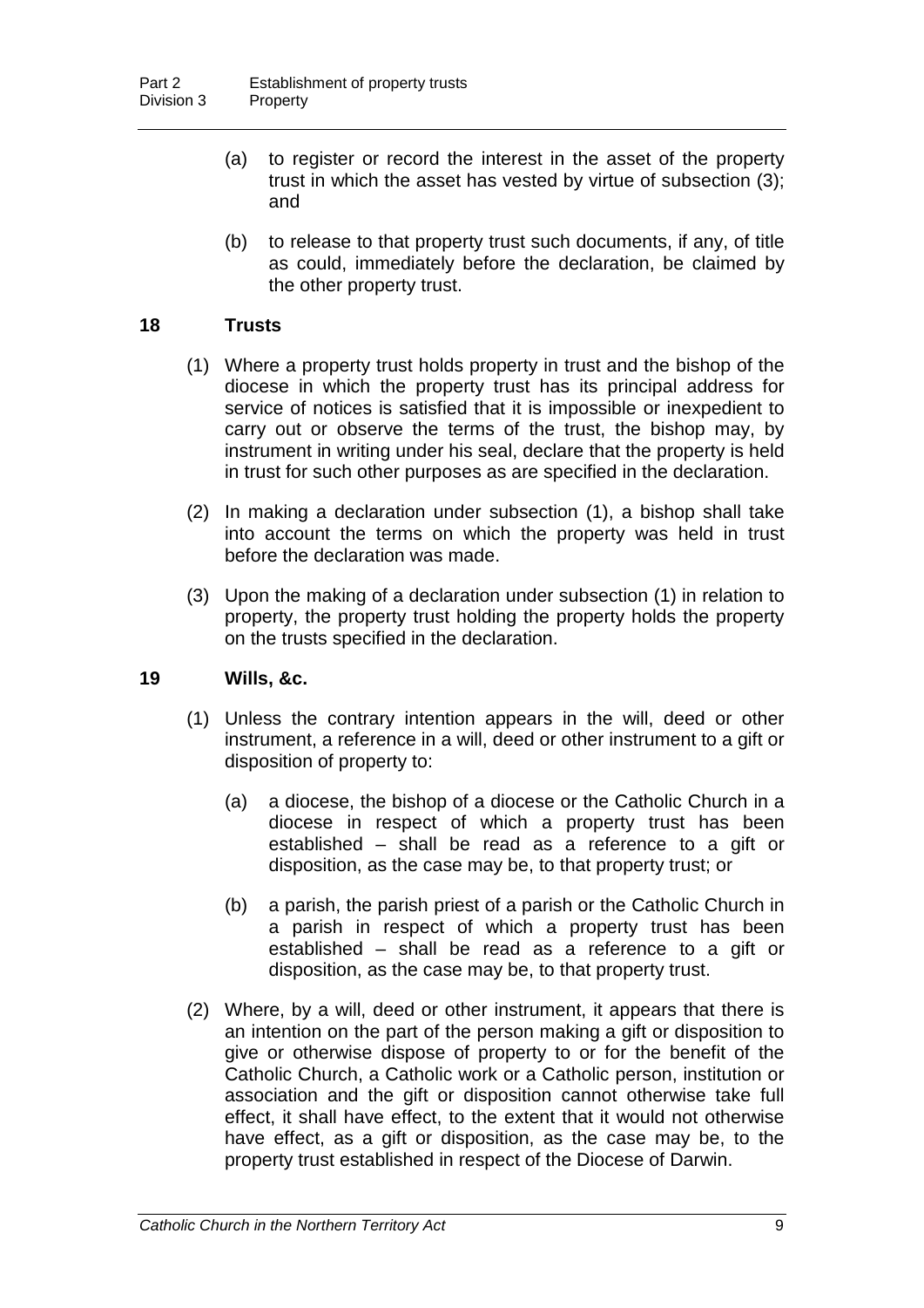(a) to register or record the interest in the asset of the property trust in which the asset has vested by virtue of subsection (3); and

(b) to release to that property trust such documents, if any, of title as could, immediately before the declaration, be claimed by the other property trust.

### 18 Trusts

(1) Where a property trust holds property in trust and the bishop of the diocese in which the property trust has its principal address for service of notices is satisfied that it is impossible or inexpedient to carry out or observe the terms of the trust, the bishop may, by instrument in writing under his seal, declare that the property is held in trust for such other purposes as are specified in the declaration.

(2) In making a declaration under subsection (1), a bishop shall take into account the terms on which the property was held in trust before the declaration was made.

(3) Upon the making of a declaration under subsection (1) in relation to property, the property trust holding the property holds the property on the trusts specified in the declaration.

### 19 Wills, &c.

(1) Unless the contrary intention appears in the will, deed or other instrument, a reference in a will, deed or other instrument to a gift or disposition of property to:

(a) a diocese, the bishop of a diocese or the Catholic Church in a diocese in respect of which a property trust has been established – shall be read as a reference to a gift or disposition, as the case may be, to that property trust; or

(b) a parish, the parish priest of a parish or the Catholic Church in a parish in respect of which a property trust has been established – shall be read as a reference to a gift or disposition, as the case may be, to that property trust.

(2) Where, by a will, deed or other instrument, it appears that there is an intention on the part of the person making a gift or disposition to give or otherwise dispose of property to or for the benefit of the Catholic Church, a Catholic work or a Catholic person, institution or association and the gift or disposition cannot otherwise take full effect, it shall have effect, to the extent that it would not otherwise have effect, as a gift or disposition, as the case may be, to the property trust established in respect of the Diocese of Darwin.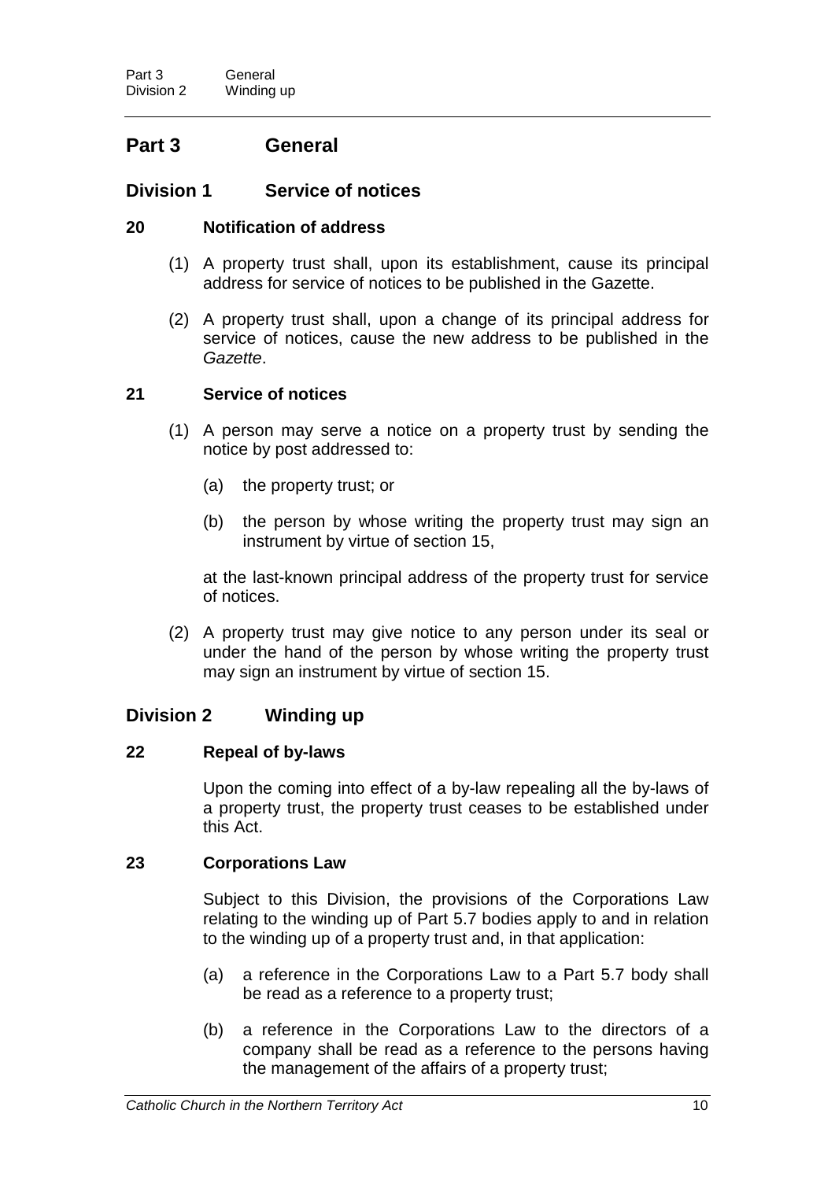# Part 3 General

## Division 1 Service of notices

### 20 Notification of address

(1) A property trust shall, upon its establishment, cause its principal address for service of notices to be published in the Gazette.

(2) A property trust shall, upon a change of its principal address for service of notices, cause the new address to be published in the *Gazette*.

### 21 Service of notices

(1) A person may serve a notice on a property trust by sending the notice by post addressed to:

- (a) the property trust; or
- (b) the person by whose writing the property trust may sign an instrument by virtue of section 15,

at the last-known principal address of the property trust for service of notices.

(2) A property trust may give notice to any person under its seal or under the hand of the person by whose writing the property trust may sign an instrument by virtue of section 15.

## Division 2 Winding up

### 22 Repeal of by-laws

Upon the coming into effect of a by-law repealing all the by-laws of a property trust, the property trust ceases to be established under this Act.

### 23 Corporations Law

Subject to this Division, the provisions of the Corporations Law relating to the winding up of Part 5.7 bodies apply to and in relation to the winding up of a property trust and, in that application:

- (a) a reference in the Corporations Law to a Part 5.7 body shall be read as a reference to a property trust;
- (b) a reference in the Corporations Law to the directors of a company shall be read as a reference to the persons having the management of the affairs of a property trust;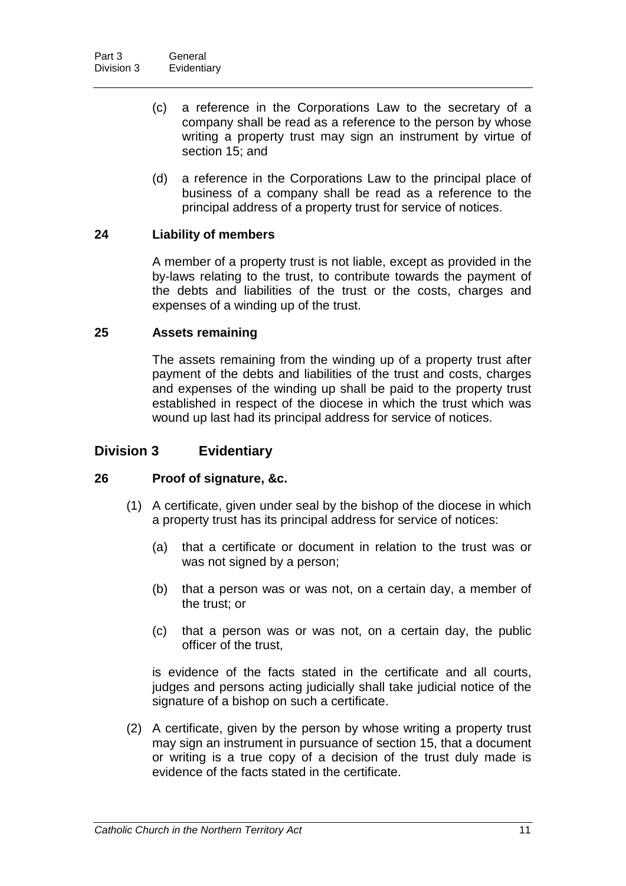(c) a reference in the Corporations Law to the secretary of a company shall be read as a reference to the person by whose writing a property trust may sign an instrument by virtue of section 15; and

(d) a reference in the Corporations Law to the principal place of business of a company shall be read as a reference to the principal address of a property trust for service of notices.

### 24 Liability of members

A member of a property trust is not liable, except as provided in the by-laws relating to the trust, to contribute towards the payment of the debts and liabilities of the trust or the costs, charges and expenses of a winding up of the trust.

### 25 Assets remaining

The assets remaining from the winding up of a property trust after payment of the debts and liabilities of the trust and costs, charges and expenses of the winding up shall be paid to the property trust established in respect of the diocese in which the trust which was wound up last had its principal address for service of notices.

## Division 3 Evidentiary

### 26 Proof of signature, &c.

(1) A certificate, given under seal by the bishop of the diocese in which a property trust has its principal address for service of notices:

(a) that a certificate or document in relation to the trust was or was not signed by a person;

(b) that a person was or was not, on a certain day, a member of the trust; or

(c) that a person was or was not, on a certain day, the public officer of the trust,

is evidence of the facts stated in the certificate and all courts, judges and persons acting judicially shall take judicial notice of the signature of a bishop on such a certificate.

(2) A certificate, given by the person by whose writing a property trust may sign an instrument in pursuance of section 15, that a document or writing is a true copy of a decision of the trust duly made is evidence of the facts stated in the certificate.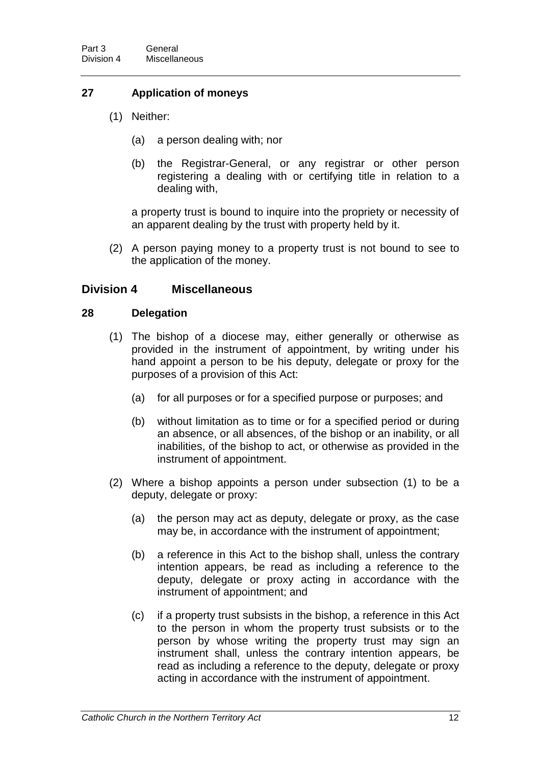### 27 Application of moneys

(1) Neither:

(a) a person dealing with; nor

(b) the Registrar-General, or any registrar or other person registering a dealing with or certifying title in relation to a dealing with,

a property trust is bound to inquire into the propriety or necessity of an apparent dealing by the trust with property held by it.

(2) A person paying money to a property trust is not bound to see to the application of the money.

## Division 4 Miscellaneous

### 28 Delegation

(1) The bishop of a diocese may, either generally or otherwise as provided in the instrument of appointment, by writing under his hand appoint a person to be his deputy, delegate or proxy for the purposes of a provision of this Act:

(a) for all purposes or for a specified purpose or purposes; and

(b) without limitation as to time or for a specified period or during an absence, or all absences, of the bishop or an inability, or all inabilities, of the bishop to act, or otherwise as provided in the instrument of appointment.

(2) Where a bishop appoints a person under subsection (1) to be a deputy, delegate or proxy:

(a) the person may act as deputy, delegate or proxy, as the case may be, in accordance with the instrument of appointment;

(b) a reference in this Act to the bishop shall, unless the contrary intention appears, be read as including a reference to the deputy, delegate or proxy acting in accordance with the instrument of appointment; and

(c) if a property trust subsists in the bishop, a reference in this Act to the person in whom the property trust subsists or to the person by whose writing the property trust may sign an instrument shall, unless the contrary intention appears, be read as including a reference to the deputy, delegate or proxy acting in accordance with the instrument of appointment.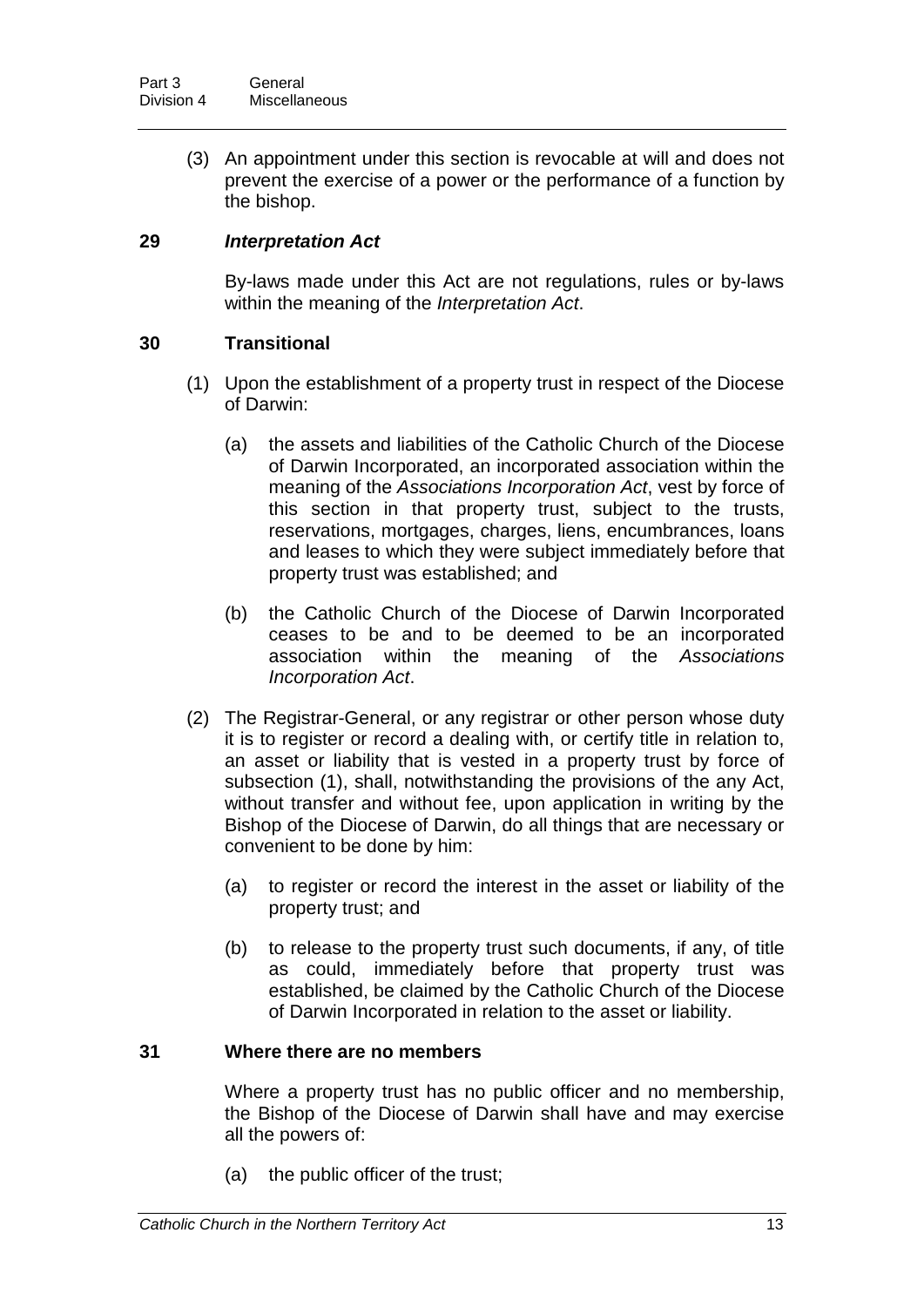(3) An appointment under this section is revocable at will and does not prevent the exercise of a power or the performance of a function by the bishop.

### 29 *Interpretation Act*

By-laws made under this Act are not regulations, rules or by-laws within the meaning of the *Interpretation Act*.

### 30 Transitional

(1) Upon the establishment of a property trust in respect of the Diocese of Darwin:

(a) the assets and liabilities of the Catholic Church of the Diocese of Darwin Incorporated, an incorporated association within the meaning of the *Associations Incorporation Act*, vest by force of this section in that property trust, subject to the trusts, reservations, mortgages, charges, liens, encumbrances, loans and leases to which they were subject immediately before that property trust was established; and

(b) the Catholic Church of the Diocese of Darwin Incorporated ceases to be and to be deemed to be an incorporated association within the meaning of the *Associations Incorporation Act*.

(2) The Registrar-General, or any registrar or other person whose duty it is to register or record a dealing with, or certify title in relation to, an asset or liability that is vested in a property trust by force of subsection (1), shall, notwithstanding the provisions of the any Act, without transfer and without fee, upon application in writing by the Bishop of the Diocese of Darwin, do all things that are necessary or convenient to be done by him:

(a) to register or record the interest in the asset or liability of the property trust; and

(b) to release to the property trust such documents, if any, of title as could, immediately before that property trust was established, be claimed by the Catholic Church of the Diocese of Darwin Incorporated in relation to the asset or liability.

### 31 Where there are no members

Where a property trust has no public officer and no membership, the Bishop of the Diocese of Darwin shall have and may exercise all the powers of:

(a) the public officer of the trust;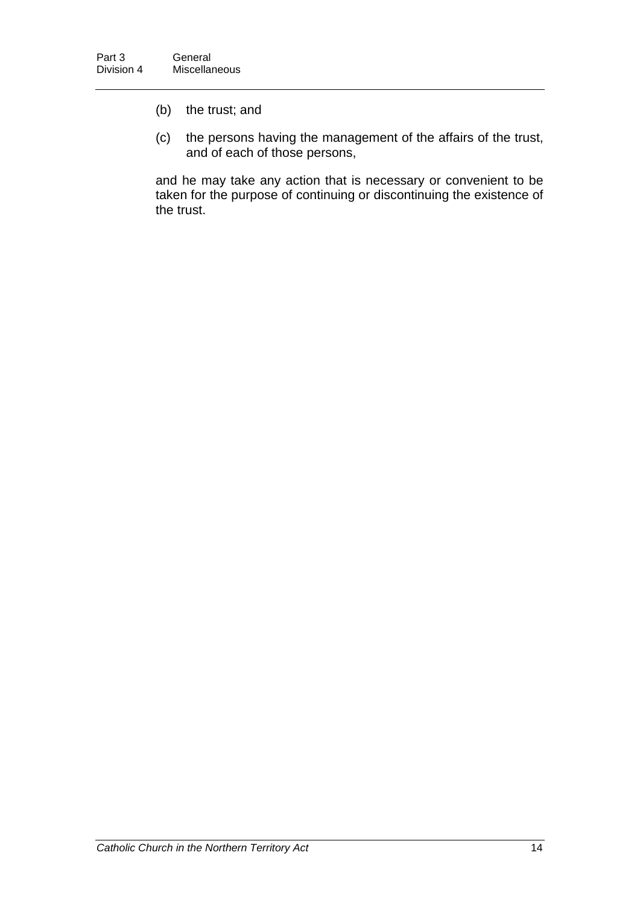(b) the trust; and

(c) the persons having the management of the affairs of the trust, and of each of those persons,

and he may take any action that is necessary or convenient to be taken for the purpose of continuing or discontinuing the existence of the trust.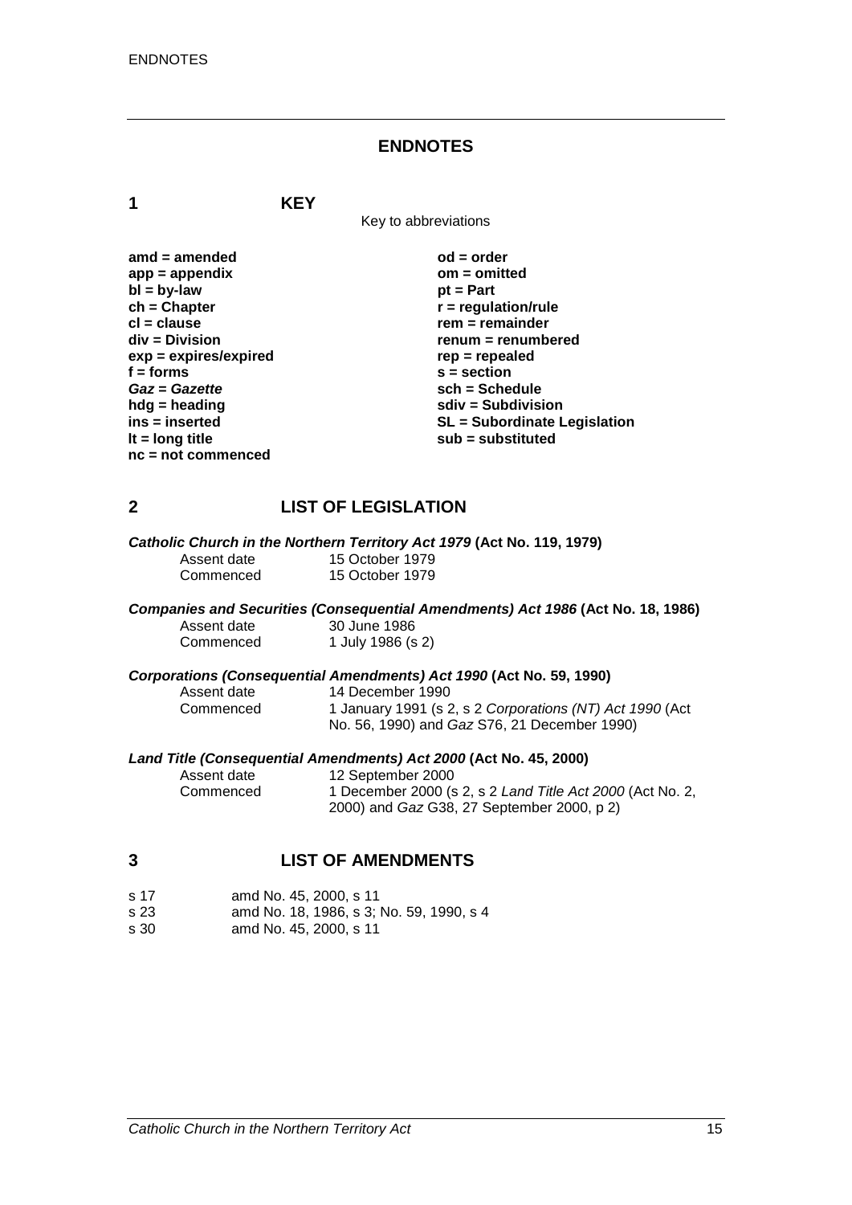## ENDNOTES

### 1 KEY

Key to abbreviations

**amd = amended**
**app = appendix**
**bl = by-law**
**ch = Chapter**
**cl = clause**
**div = Division**
**exp = expires/expired**
**f = forms**
***Gaz* = *Gazette***
**hdg = heading**
**ins = inserted**
**lt = long title**
**nc = not commenced**
**od = order**
**om = omitted**
**pt = Part**
**r = regulation/rule**
**rem = remainder**
**renum = renumbered**
**rep = repealed**
**s = section**
**sch = Schedule**
**sdiv = Subdivision**
**SL = Subordinate Legislation**
**sub = substituted**

### 2 LIST OF LEGISLATION

***Catholic Church in the Northern Territory Act 1979* (Act No. 119, 1979)**

| | |
|---|---|
| Assent date | 15 October 1979 |
| Commenced | 15 October 1979 |

***Companies and Securities (Consequential Amendments) Act 1986* (Act No. 18, 1986)**

| | |
|---|---|
| Assent date | 30 June 1986 |
| Commenced | 1 July 1986 (s 2) |

***Corporations (Consequential Amendments) Act 1990* (Act No. 59, 1990)**

| | |
|---|---|
| Assent date | 14 December 1990 |
| Commenced | 1 January 1991 (s 2, s 2 *Corporations (NT) Act 1990* (Act No. 56, 1990) and *Gaz* S76, 21 December 1990) |

***Land Title (Consequential Amendments) Act 2000* (Act No. 45, 2000)**

| | |
|---|---|
| Assent date | 12 September 2000 |
| Commenced | 1 December 2000 (s 2, s 2 *Land Title Act 2000* (Act No. 2, 2000) and *Gaz* G38, 27 September 2000, p 2) |

### 3 LIST OF AMENDMENTS

| | |
|---|---|
| s 17 | amd No. 45, 2000, s 11 |
| s 23 | amd No. 18, 1986, s 3; No. 59, 1990, s 4 |
| s 30 | amd No. 45, 2000, s 11 |